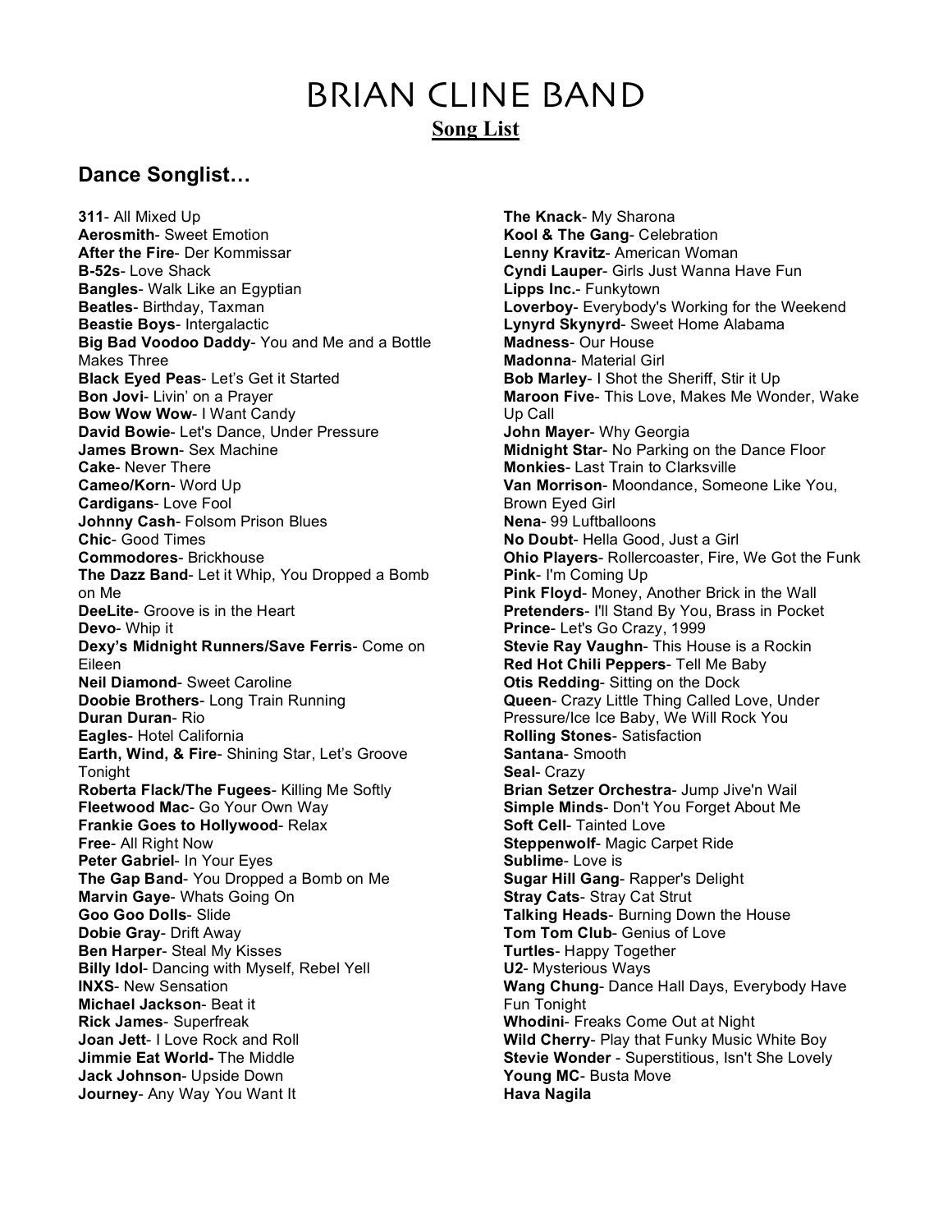# BRIAN CLINE BAND

## Song List

### Dance Songlist…

**311**- All Mixed Up
**Aerosmith**- Sweet Emotion
**After the Fire**- Der Kommissar
**B-52s**- Love Shack
**Bangles**- Walk Like an Egyptian
**Beatles**- Birthday, Taxman
**Beastie Boys**- Intergalactic
**Big Bad Voodoo Daddy**- You and Me and a Bottle Makes Three
**Black Eyed Peas**- Let's Get it Started
**Bon Jovi**- Livin' on a Prayer
**Bow Wow Wow**- I Want Candy
**David Bowie**- Let's Dance, Under Pressure
**James Brown**- Sex Machine
**Cake**- Never There
**Cameo/Korn**- Word Up
**Cardigans**- Love Fool
**Johnny Cash**- Folsom Prison Blues
**Chic**- Good Times
**Commodores**- Brickhouse
**The Dazz Band**- Let it Whip, You Dropped a Bomb on Me
**DeeLite**- Groove is in the Heart
**Devo**- Whip it
**Dexy's Midnight Runners/Save Ferris**- Come on Eileen
**Neil Diamond**- Sweet Caroline
**Doobie Brothers**- Long Train Running
**Duran Duran**- Rio
**Eagles**- Hotel California
**Earth, Wind, & Fire**- Shining Star, Let's Groove Tonight
**Roberta Flack/The Fugees**- Killing Me Softly
**Fleetwood Mac**- Go Your Own Way
**Frankie Goes to Hollywood**- Relax
**Free**- All Right Now
**Peter Gabriel**- In Your Eyes
**The Gap Band**- You Dropped a Bomb on Me
**Marvin Gaye**- Whats Going On
**Goo Goo Dolls**- Slide
**Dobie Gray**- Drift Away
**Ben Harper**- Steal My Kisses
**Billy Idol**- Dancing with Myself, Rebel Yell
**INXS**- New Sensation
**Michael Jackson**- Beat it
**Rick James**- Superfreak
**Joan Jett**- I Love Rock and Roll
**Jimmie Eat World-** The Middle
**Jack Johnson**- Upside Down
**Journey**- Any Way You Want It
**The Knack**- My Sharona
**Kool & The Gang**- Celebration
**Lenny Kravitz**- American Woman
**Cyndi Lauper**- Girls Just Wanna Have Fun
**Lipps Inc.**- Funkytown
**Loverboy**- Everybody's Working for the Weekend
**Lynyrd Skynyrd**- Sweet Home Alabama
**Madness**- Our House
**Madonna**- Material Girl
**Bob Marley**- I Shot the Sheriff, Stir it Up
**Maroon Five**- This Love, Makes Me Wonder, Wake Up Call
**John Mayer**- Why Georgia
**Midnight Star**- No Parking on the Dance Floor
**Monkies**- Last Train to Clarksville
**Van Morrison**- Moondance, Someone Like You, Brown Eyed Girl
**Nena**- 99 Luftballoons
**No Doubt**- Hella Good, Just a Girl
**Ohio Players**- Rollercoaster, Fire, We Got the Funk
**Pink**- I'm Coming Up
**Pink Floyd**- Money, Another Brick in the Wall
**Pretenders**- I'll Stand By You, Brass in Pocket
**Prince**- Let's Go Crazy, 1999
**Stevie Ray Vaughn**- This House is a Rockin
**Red Hot Chili Peppers**- Tell Me Baby
**Otis Redding**- Sitting on the Dock
**Queen**- Crazy Little Thing Called Love, Under Pressure/Ice Ice Baby, We Will Rock You
**Rolling Stones**- Satisfaction
**Santana**- Smooth
**Seal**- Crazy
**Brian Setzer Orchestra**- Jump Jive'n Wail
**Simple Minds**- Don't You Forget About Me
**Soft Cell**- Tainted Love
**Steppenwolf**- Magic Carpet Ride
**Sublime**- Love is
**Sugar Hill Gang**- Rapper's Delight
**Stray Cats**- Stray Cat Strut
**Talking Heads**- Burning Down the House
**Tom Tom Club**- Genius of Love
**Turtles**- Happy Together
**U2**- Mysterious Ways
**Wang Chung**- Dance Hall Days, Everybody Have Fun Tonight
**Whodini**- Freaks Come Out at Night
**Wild Cherry**- Play that Funky Music White Boy
**Stevie Wonder** - Superstitious, Isn't She Lovely
**Young MC**- Busta Move
**Hava Nagila**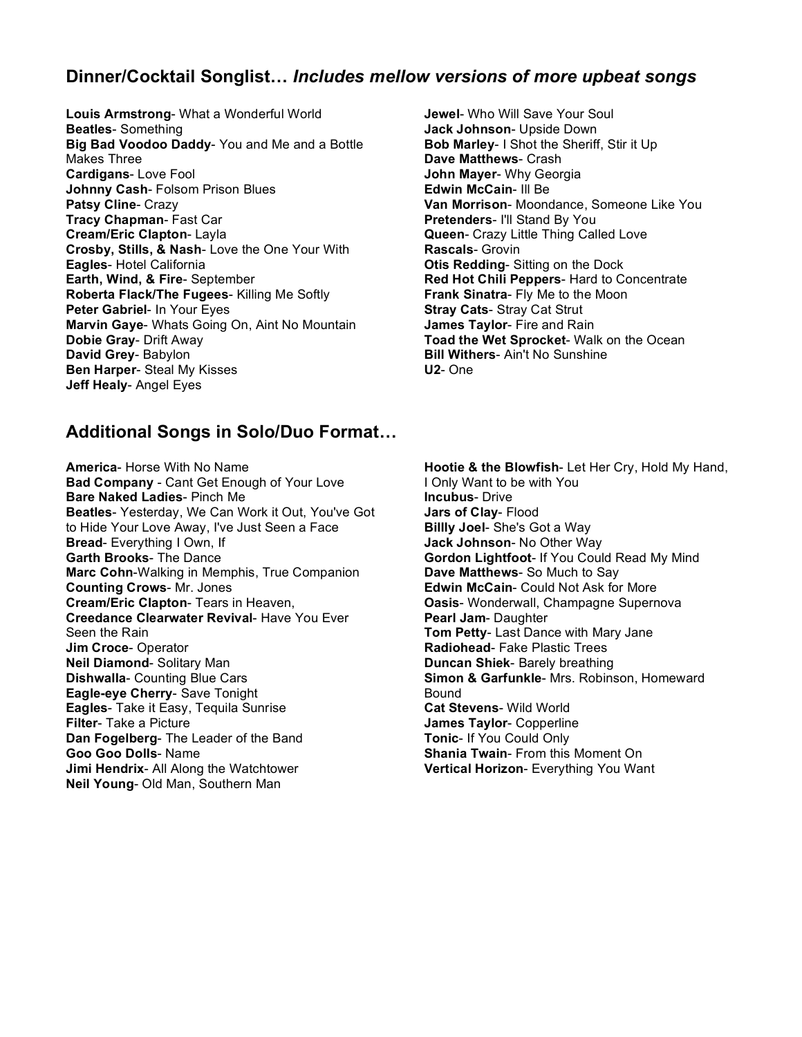## Dinner/Cocktail Songlist… *Includes mellow versions of more upbeat songs*

**Louis Armstrong**- What a Wonderful World
**Beatles**- Something
**Big Bad Voodoo Daddy**- You and Me and a Bottle Makes Three
**Cardigans**- Love Fool
**Johnny Cash**- Folsom Prison Blues
**Patsy Cline**- Crazy
**Tracy Chapman**- Fast Car
**Cream/Eric Clapton**- Layla
**Crosby, Stills, & Nash**- Love the One Your With
**Eagles**- Hotel California
**Earth, Wind, & Fire**- September
**Roberta Flack/The Fugees**- Killing Me Softly
**Peter Gabriel**- In Your Eyes
**Marvin Gaye**- Whats Going On, Aint No Mountain
**Dobie Gray**- Drift Away
**David Grey**- Babylon
**Ben Harper**- Steal My Kisses
**Jeff Healy**- Angel Eyes
**Jewel**- Who Will Save Your Soul
**Jack Johnson**- Upside Down
**Bob Marley**- I Shot the Sheriff, Stir it Up
**Dave Matthews**- Crash
**John Mayer**- Why Georgia
**Edwin McCain**- Ill Be
**Van Morrison**- Moondance, Someone Like You
**Pretenders**- I'll Stand By You
**Queen**- Crazy Little Thing Called Love
**Rascals**- Grovin
**Otis Redding**- Sitting on the Dock
**Red Hot Chili Peppers**- Hard to Concentrate
**Frank Sinatra**- Fly Me to the Moon
**Stray Cats**- Stray Cat Strut
**James Taylor**- Fire and Rain
**Toad the Wet Sprocket**- Walk on the Ocean
**Bill Withers**- Ain't No Sunshine
**U2**- One

## Additional Songs in Solo/Duo Format…

**America**- Horse With No Name
**Bad Company** - Cant Get Enough of Your Love
**Bare Naked Ladies**- Pinch Me
**Beatles**- Yesterday, We Can Work it Out, You've Got to Hide Your Love Away, I've Just Seen a Face
**Bread**- Everything I Own, If
**Garth Brooks**- The Dance
**Marc Cohn**-Walking in Memphis, True Companion
**Counting Crows**- Mr. Jones
**Cream/Eric Clapton**- Tears in Heaven,
**Creedance Clearwater Revival**- Have You Ever Seen the Rain
**Jim Croce**- Operator
**Neil Diamond**- Solitary Man
**Dishwalla**- Counting Blue Cars
**Eagle-eye Cherry**- Save Tonight
**Eagles**- Take it Easy, Tequila Sunrise
**Filter**- Take a Picture
**Dan Fogelberg**- The Leader of the Band
**Goo Goo Dolls**- Name
**Jimi Hendrix**- All Along the Watchtower
**Neil Young**- Old Man, Southern Man
**Hootie & the Blowfish**- Let Her Cry, Hold My Hand, I Only Want to be with You
**Incubus**- Drive
**Jars of Clay**- Flood
**Billly Joel**- She's Got a Way
**Jack Johnson**- No Other Way
**Gordon Lightfoot**- If You Could Read My Mind
**Dave Matthews**- So Much to Say
**Edwin McCain**- Could Not Ask for More
**Oasis**- Wonderwall, Champagne Supernova
**Pearl Jam**- Daughter
**Tom Petty**- Last Dance with Mary Jane
**Radiohead**- Fake Plastic Trees
**Duncan Shiek**- Barely breathing
**Simon & Garfunkle**- Mrs. Robinson, Homeward Bound
**Cat Stevens**- Wild World
**James Taylor**- Copperline
**Tonic**- If You Could Only
**Shania Twain**- From this Moment On
**Vertical Horizon**- Everything You Want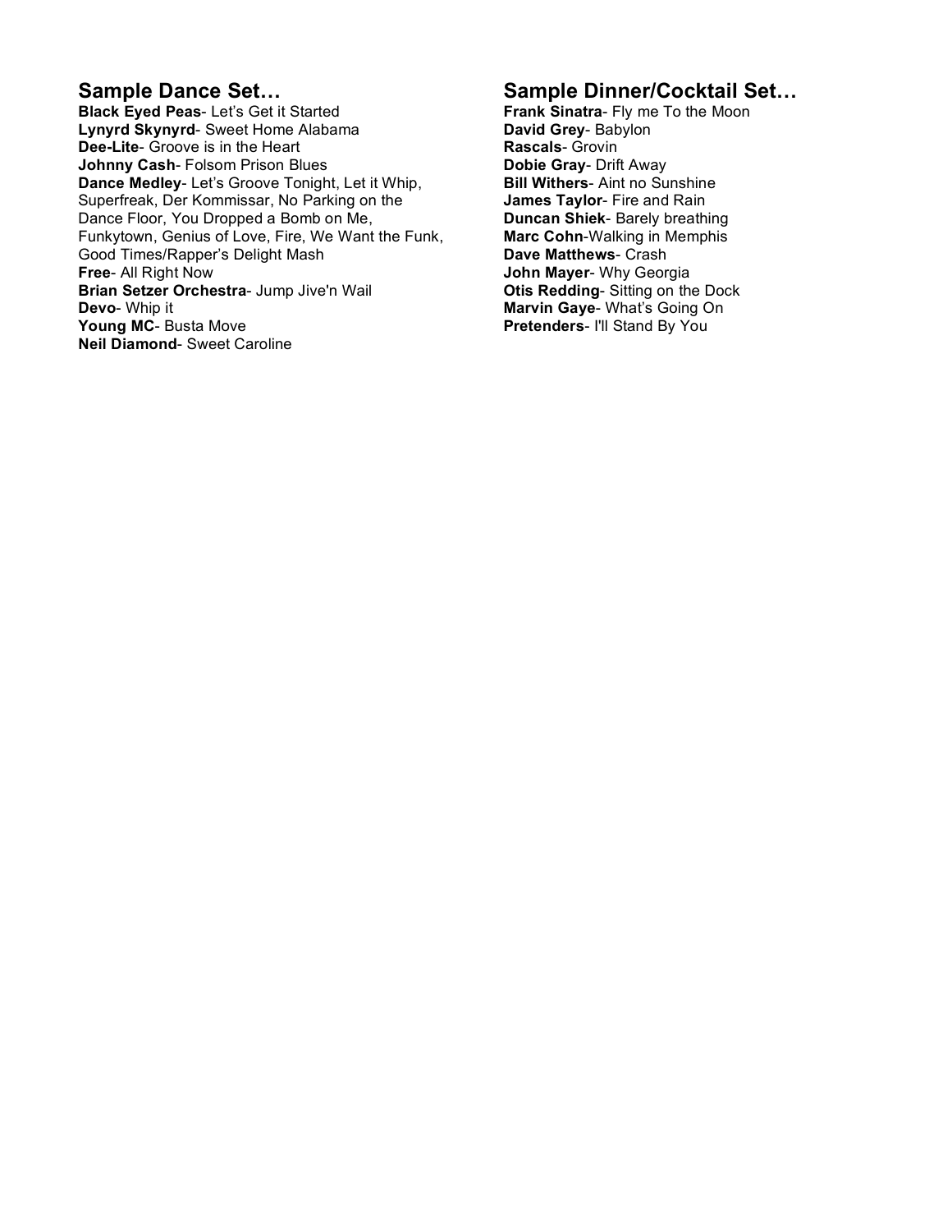## Sample Dance Set…

**Black Eyed Peas**- Let's Get it Started
**Lynyrd Skynyrd**- Sweet Home Alabama
**Dee-Lite**- Groove is in the Heart
**Johnny Cash**- Folsom Prison Blues
**Dance Medley**- Let's Groove Tonight, Let it Whip, Superfreak, Der Kommissar, No Parking on the Dance Floor, You Dropped a Bomb on Me, Funkytown, Genius of Love, Fire, We Want the Funk, Good Times/Rapper's Delight Mash
**Free**- All Right Now
**Brian Setzer Orchestra**- Jump Jive'n Wail
**Devo**- Whip it
**Young MC**- Busta Move
**Neil Diamond**- Sweet Caroline

## Sample Dinner/Cocktail Set…

**Frank Sinatra**- Fly me To the Moon
**David Grey**- Babylon
**Rascals**- Grovin
**Dobie Gray**- Drift Away
**Bill Withers**- Aint no Sunshine
**James Taylor**- Fire and Rain
**Duncan Shiek**- Barely breathing
**Marc Cohn**-Walking in Memphis
**Dave Matthews**- Crash
**John Mayer**- Why Georgia
**Otis Redding**- Sitting on the Dock
**Marvin Gaye**- What's Going On
**Pretenders**- I'll Stand By You